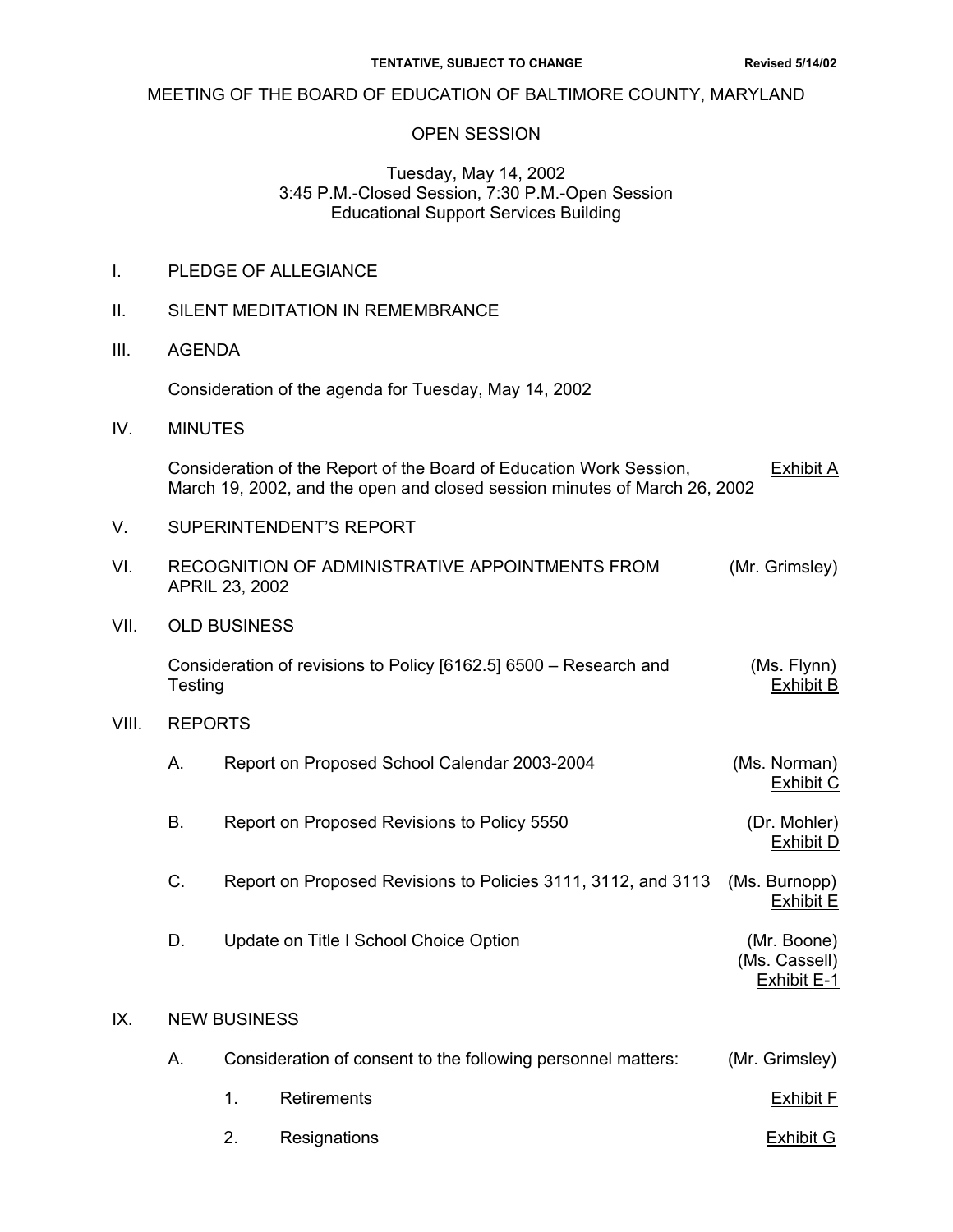**TENTATIVE, SUBJECT TO CHANGE** **Revised 5/14/02**

# MEETING OF THE BOARD OF EDUCATION OF BALTIMORE COUNTY, MARYLAND

## OPEN SESSION

Tuesday, May 14, 2002
3:45 P.M.-Closed Session, 7:30 P.M.-Open Session
Educational Support Services Building

I. PLEDGE OF ALLEGIANCE

II. SILENT MEDITATION IN REMEMBRANCE

III. AGENDA

Consideration of the agenda for Tuesday, May 14, 2002

IV. MINUTES

Consideration of the Report of the Board of Education Work Session, March 19, 2002, and the open and closed session minutes of March 26, 2002 — Exhibit A

V. SUPERINTENDENT'S REPORT

VI. RECOGNITION OF ADMINISTRATIVE APPOINTMENTS FROM APRIL 23, 2002 — (Mr. Grimsley)

VII. OLD BUSINESS

Consideration of revisions to Policy [6162.5] 6500 – Research and Testing — (Ms. Flynn) Exhibit B

VIII. REPORTS

A. Report on Proposed School Calendar 2003-2004 — (Ms. Norman) Exhibit C

B. Report on Proposed Revisions to Policy 5550 — (Dr. Mohler) Exhibit D

C. Report on Proposed Revisions to Policies 3111, 3112, and 3113 — (Ms. Burnopp) Exhibit E

D. Update on Title I School Choice Option — (Mr. Boone) (Ms. Cassell) Exhibit E-1

IX. NEW BUSINESS

A. Consideration of consent to the following personnel matters: — (Mr. Grimsley)

1. Retirements — Exhibit F
2. Resignations — Exhibit G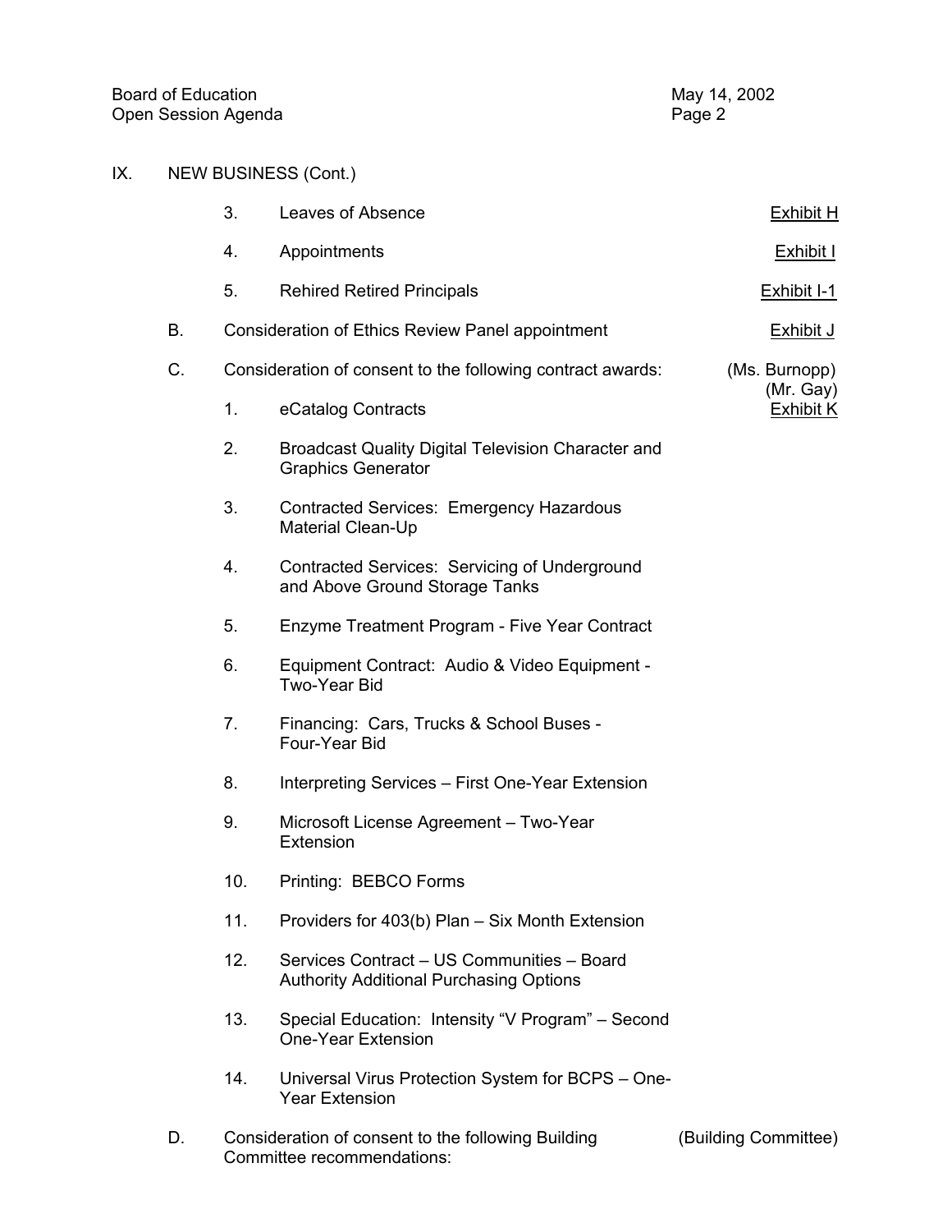## IX. NEW BUSINESS (Cont.)

3. Leaves of Absence — Exhibit H

4. Appointments — Exhibit I

5. Rehired Retired Principals — Exhibit I-1

B. Consideration of Ethics Review Panel appointment — Exhibit J

C. Consideration of consent to the following contract awards: (Ms. Burnopp) (Mr. Gay)

1. eCatalog Contracts — Exhibit K

2. Broadcast Quality Digital Television Character and Graphics Generator

3. Contracted Services: Emergency Hazardous Material Clean-Up

4. Contracted Services: Servicing of Underground and Above Ground Storage Tanks

5. Enzyme Treatment Program - Five Year Contract

6. Equipment Contract: Audio & Video Equipment - Two-Year Bid

7. Financing: Cars, Trucks & School Buses - Four-Year Bid

8. Interpreting Services – First One-Year Extension

9. Microsoft License Agreement – Two-Year Extension

10. Printing: BEBCO Forms

11. Providers for 403(b) Plan – Six Month Extension

12. Services Contract – US Communities – Board Authority Additional Purchasing Options

13. Special Education: Intensity "V Program" – Second One-Year Extension

14. Universal Virus Protection System for BCPS – One-Year Extension

D. Consideration of consent to the following Building Committee recommendations: (Building Committee)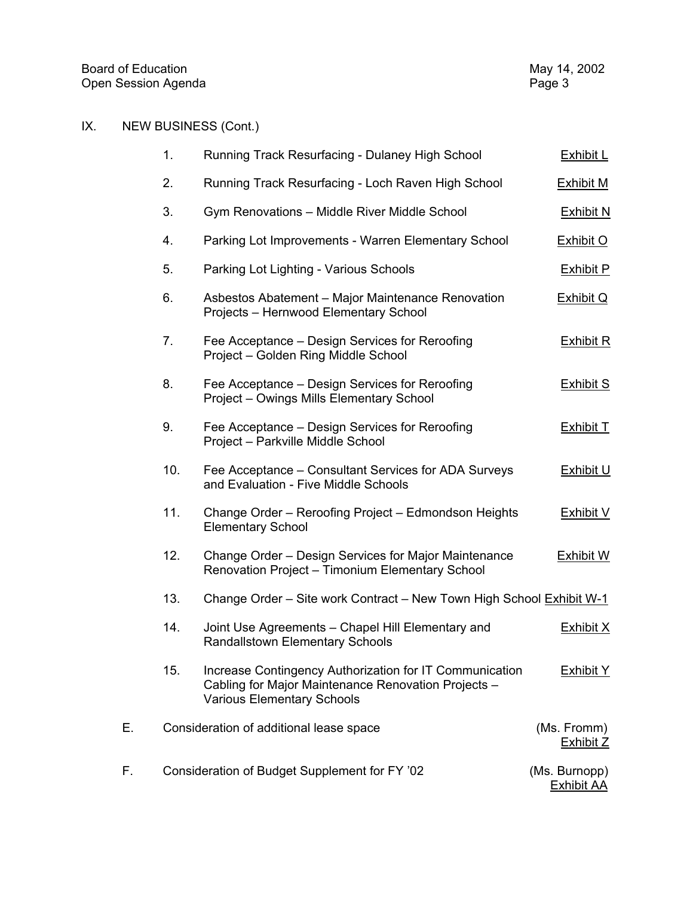## IX. NEW BUSINESS (Cont.)

1. Running Track Resurfacing - Dulaney High School — <u>Exhibit L</u>
2. Running Track Resurfacing - Loch Raven High School — <u>Exhibit M</u>
3. Gym Renovations – Middle River Middle School — <u>Exhibit N</u>
4. Parking Lot Improvements - Warren Elementary School — <u>Exhibit O</u>
5. Parking Lot Lighting - Various Schools — <u>Exhibit P</u>
6. Asbestos Abatement – Major Maintenance Renovation Projects – Hernwood Elementary School — <u>Exhibit Q</u>
7. Fee Acceptance – Design Services for Reroofing Project – Golden Ring Middle School — <u>Exhibit R</u>
8. Fee Acceptance – Design Services for Reroofing Project – Owings Mills Elementary School — <u>Exhibit S</u>
9. Fee Acceptance – Design Services for Reroofing Project – Parkville Middle School — <u>Exhibit T</u>
10. Fee Acceptance – Consultant Services for ADA Surveys and Evaluation - Five Middle Schools — <u>Exhibit U</u>
11. Change Order – Reroofing Project – Edmondson Heights Elementary School — <u>Exhibit V</u>
12. Change Order – Design Services for Major Maintenance Renovation Project – Timonium Elementary School — <u>Exhibit W</u>
13. Change Order – Site work Contract – New Town High School — <u>Exhibit W-1</u>
14. Joint Use Agreements – Chapel Hill Elementary and Randallstown Elementary Schools — <u>Exhibit X</u>
15. Increase Contingency Authorization for IT Communication Cabling for Major Maintenance Renovation Projects – Various Elementary Schools — <u>Exhibit Y</u>

E. Consideration of additional lease space — (Ms. Fromm) <u>Exhibit Z</u>

F. Consideration of Budget Supplement for FY '02 — (Ms. Burnopp) <u>Exhibit AA</u>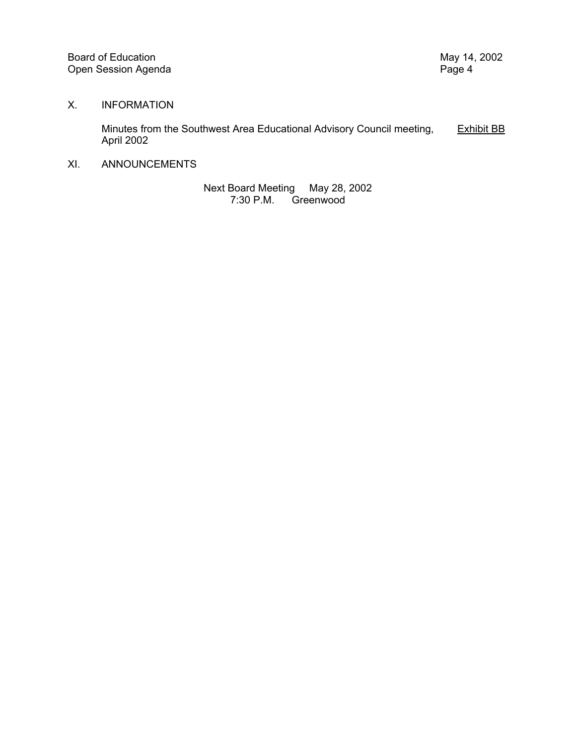## X. INFORMATION

Minutes from the Southwest Area Educational Advisory Council meeting, April 2002 — Exhibit BB

## XI. ANNOUNCEMENTS

Next Board Meeting May 28, 2002
7:30 P.M. Greenwood